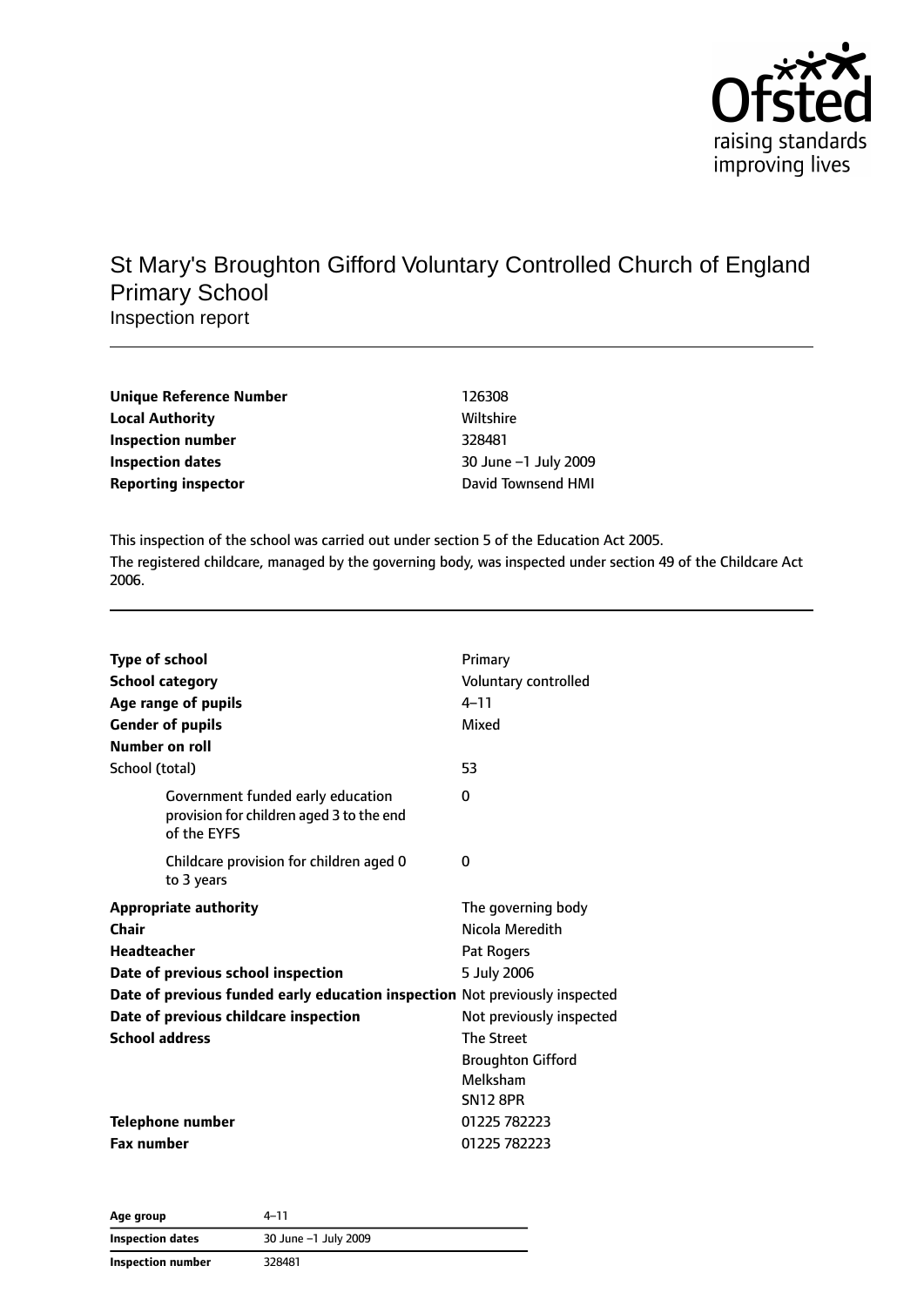# St Mary's Broughton Gifford Voluntary Controlled Church of England Primary School

Inspection report

| | |
|---|---|
| **Unique Reference Number** | 126308 |
| **Local Authority** | Wiltshire |
| **Inspection number** | 328481 |
| **Inspection dates** | 30 June –1 July 2009 |
| **Reporting inspector** | David Townsend HMI |

This inspection of the school was carried out under section 5 of the Education Act 2005.

The registered childcare, managed by the governing body, was inspected under section 49 of the Childcare Act 2006.

| | |
|---|---|
| **Type of school** | Primary |
| **School category** | Voluntary controlled |
| **Age range of pupils** | 4–11 |
| **Gender of pupils** | Mixed |
| **Number on roll** | |
| School (total) | 53 |
| Government funded early education provision for children aged 3 to the end of the EYFS | 0 |
| Childcare provision for children aged 0 to 3 years | 0 |
| **Appropriate authority** | The governing body |
| **Chair** | Nicola Meredith |
| **Headteacher** | Pat Rogers |
| **Date of previous school inspection** | 5 July 2006 |
| **Date of previous funded early education inspection** | Not previously inspected |
| **Date of previous childcare inspection** | Not previously inspected |
| **School address** | The Street<br>Broughton Gifford<br>Melksham<br>SN12 8PR |
| **Telephone number** | 01225 782223 |
| **Fax number** | 01225 782223 |

| | |
|---|---|
| **Age group** | 4–11 |
| **Inspection dates** | 30 June –1 July 2009 |
| **Inspection number** | 328481 |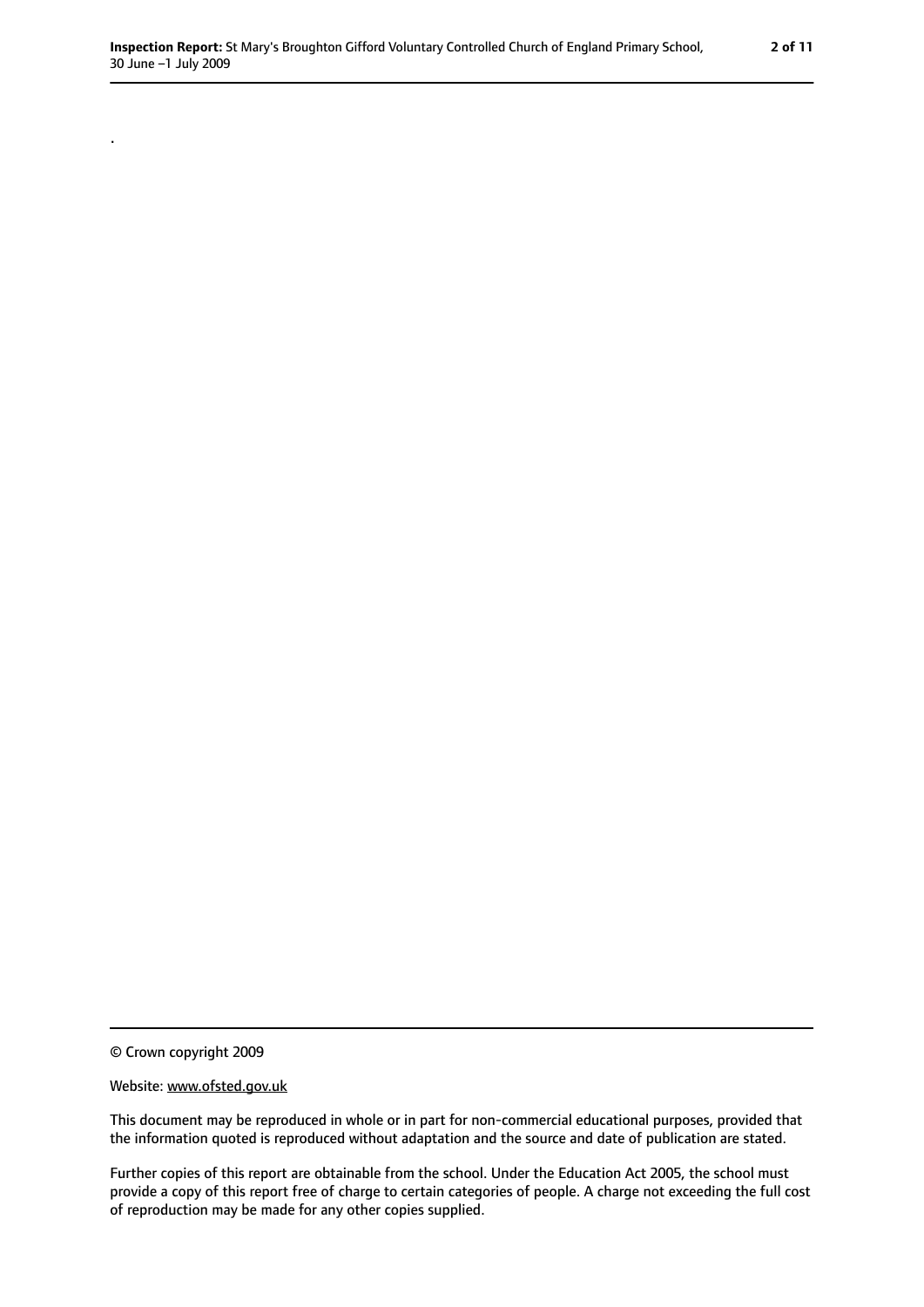.

© Crown copyright 2009

Website: www.ofsted.gov.uk

This document may be reproduced in whole or in part for non-commercial educational purposes, provided that the information quoted is reproduced without adaptation and the source and date of publication are stated.

Further copies of this report are obtainable from the school. Under the Education Act 2005, the school must provide a copy of this report free of charge to certain categories of people. A charge not exceeding the full cost of reproduction may be made for any other copies supplied.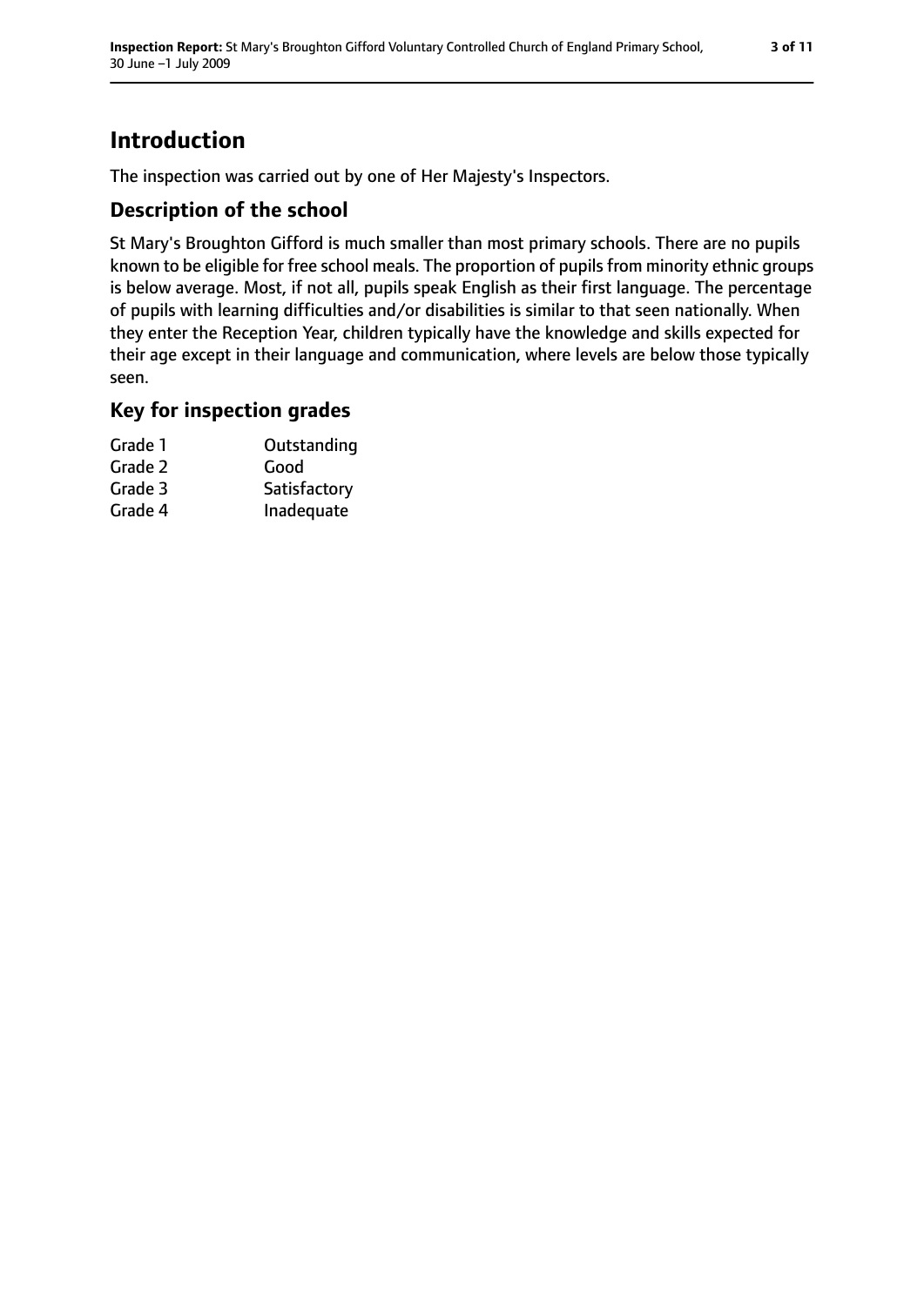# Introduction

The inspection was carried out by one of Her Majesty's Inspectors.

## Description of the school

St Mary's Broughton Gifford is much smaller than most primary schools. There are no pupils known to be eligible for free school meals. The proportion of pupils from minority ethnic groups is below average. Most, if not all, pupils speak English as their first language. The percentage of pupils with learning difficulties and/or disabilities is similar to that seen nationally. When they enter the Reception Year, children typically have the knowledge and skills expected for their age except in their language and communication, where levels are below those typically seen.

## Key for inspection grades

| | |
|---|---|
| Grade 1 | Outstanding |
| Grade 2 | Good |
| Grade 3 | Satisfactory |
| Grade 4 | Inadequate |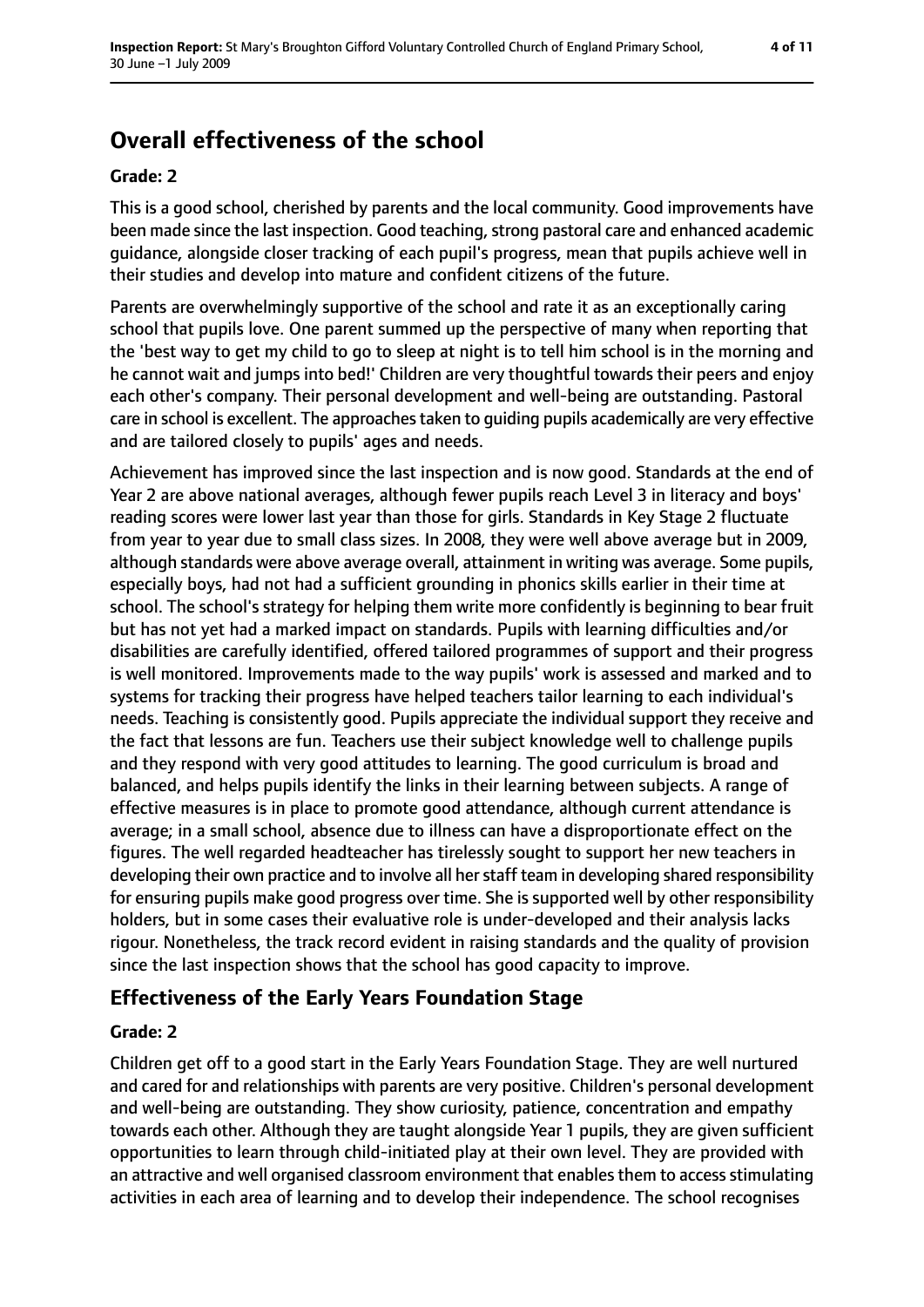# Overall effectiveness of the school

**Grade: 2**

This is a good school, cherished by parents and the local community. Good improvements have been made since the last inspection. Good teaching, strong pastoral care and enhanced academic guidance, alongside closer tracking of each pupil's progress, mean that pupils achieve well in their studies and develop into mature and confident citizens of the future.

Parents are overwhelmingly supportive of the school and rate it as an exceptionally caring school that pupils love. One parent summed up the perspective of many when reporting that the 'best way to get my child to go to sleep at night is to tell him school is in the morning and he cannot wait and jumps into bed!' Children are very thoughtful towards their peers and enjoy each other's company. Their personal development and well-being are outstanding. Pastoral care in school is excellent. The approaches taken to guiding pupils academically are very effective and are tailored closely to pupils' ages and needs.

Achievement has improved since the last inspection and is now good. Standards at the end of Year 2 are above national averages, although fewer pupils reach Level 3 in literacy and boys' reading scores were lower last year than those for girls. Standards in Key Stage 2 fluctuate from year to year due to small class sizes. In 2008, they were well above average but in 2009, although standards were above average overall, attainment in writing was average. Some pupils, especially boys, had not had a sufficient grounding in phonics skills earlier in their time at school. The school's strategy for helping them write more confidently is beginning to bear fruit but has not yet had a marked impact on standards. Pupils with learning difficulties and/or disabilities are carefully identified, offered tailored programmes of support and their progress is well monitored. Improvements made to the way pupils' work is assessed and marked and to systems for tracking their progress have helped teachers tailor learning to each individual's needs. Teaching is consistently good. Pupils appreciate the individual support they receive and the fact that lessons are fun. Teachers use their subject knowledge well to challenge pupils and they respond with very good attitudes to learning. The good curriculum is broad and balanced, and helps pupils identify the links in their learning between subjects. A range of effective measures is in place to promote good attendance, although current attendance is average; in a small school, absence due to illness can have a disproportionate effect on the figures. The well regarded headteacher has tirelessly sought to support her new teachers in developing their own practice and to involve all her staff team in developing shared responsibility for ensuring pupils make good progress over time. She is supported well by other responsibility holders, but in some cases their evaluative role is under-developed and their analysis lacks rigour. Nonetheless, the track record evident in raising standards and the quality of provision since the last inspection shows that the school has good capacity to improve.

## Effectiveness of the Early Years Foundation Stage

**Grade: 2**

Children get off to a good start in the Early Years Foundation Stage. They are well nurtured and cared for and relationships with parents are very positive. Children's personal development and well-being are outstanding. They show curiosity, patience, concentration and empathy towards each other. Although they are taught alongside Year 1 pupils, they are given sufficient opportunities to learn through child-initiated play at their own level. They are provided with an attractive and well organised classroom environment that enables them to access stimulating activities in each area of learning and to develop their independence. The school recognises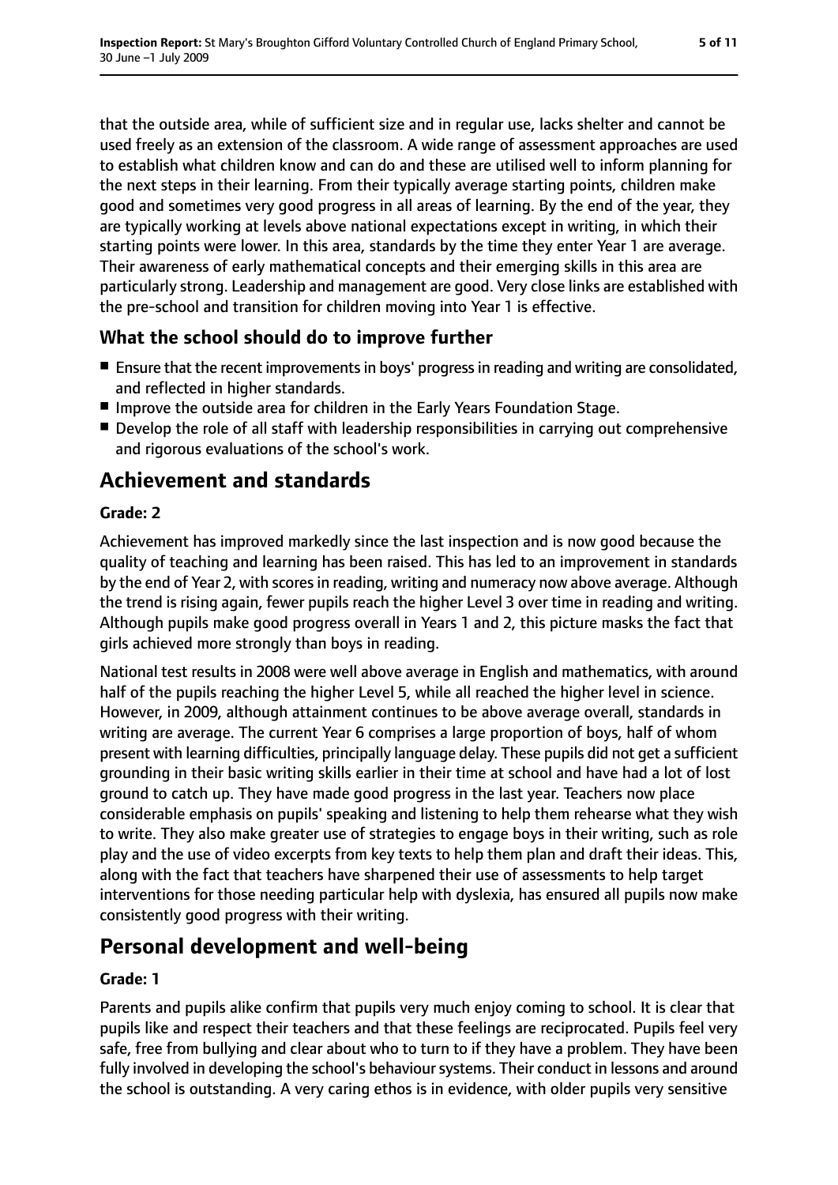that the outside area, while of sufficient size and in regular use, lacks shelter and cannot be used freely as an extension of the classroom. A wide range of assessment approaches are used to establish what children know and can do and these are utilised well to inform planning for the next steps in their learning. From their typically average starting points, children make good and sometimes very good progress in all areas of learning. By the end of the year, they are typically working at levels above national expectations except in writing, in which their starting points were lower. In this area, standards by the time they enter Year 1 are average. Their awareness of early mathematical concepts and their emerging skills in this area are particularly strong. Leadership and management are good. Very close links are established with the pre-school and transition for children moving into Year 1 is effective.

### What the school should do to improve further

- Ensure that the recent improvements in boys' progress in reading and writing are consolidated, and reflected in higher standards.
- Improve the outside area for children in the Early Years Foundation Stage.
- Develop the role of all staff with leadership responsibilities in carrying out comprehensive and rigorous evaluations of the school's work.

## Achievement and standards

#### Grade: 2

Achievement has improved markedly since the last inspection and is now good because the quality of teaching and learning has been raised. This has led to an improvement in standards by the end of Year 2, with scores in reading, writing and numeracy now above average. Although the trend is rising again, fewer pupils reach the higher Level 3 over time in reading and writing. Although pupils make good progress overall in Years 1 and 2, this picture masks the fact that girls achieved more strongly than boys in reading.

National test results in 2008 were well above average in English and mathematics, with around half of the pupils reaching the higher Level 5, while all reached the higher level in science. However, in 2009, although attainment continues to be above average overall, standards in writing are average. The current Year 6 comprises a large proportion of boys, half of whom present with learning difficulties, principally language delay. These pupils did not get a sufficient grounding in their basic writing skills earlier in their time at school and have had a lot of lost ground to catch up. They have made good progress in the last year. Teachers now place considerable emphasis on pupils' speaking and listening to help them rehearse what they wish to write. They also make greater use of strategies to engage boys in their writing, such as role play and the use of video excerpts from key texts to help them plan and draft their ideas. This, along with the fact that teachers have sharpened their use of assessments to help target interventions for those needing particular help with dyslexia, has ensured all pupils now make consistently good progress with their writing.

## Personal development and well-being

#### Grade: 1

Parents and pupils alike confirm that pupils very much enjoy coming to school. It is clear that pupils like and respect their teachers and that these feelings are reciprocated. Pupils feel very safe, free from bullying and clear about who to turn to if they have a problem. They have been fully involved in developing the school's behaviour systems. Their conduct in lessons and around the school is outstanding. A very caring ethos is in evidence, with older pupils very sensitive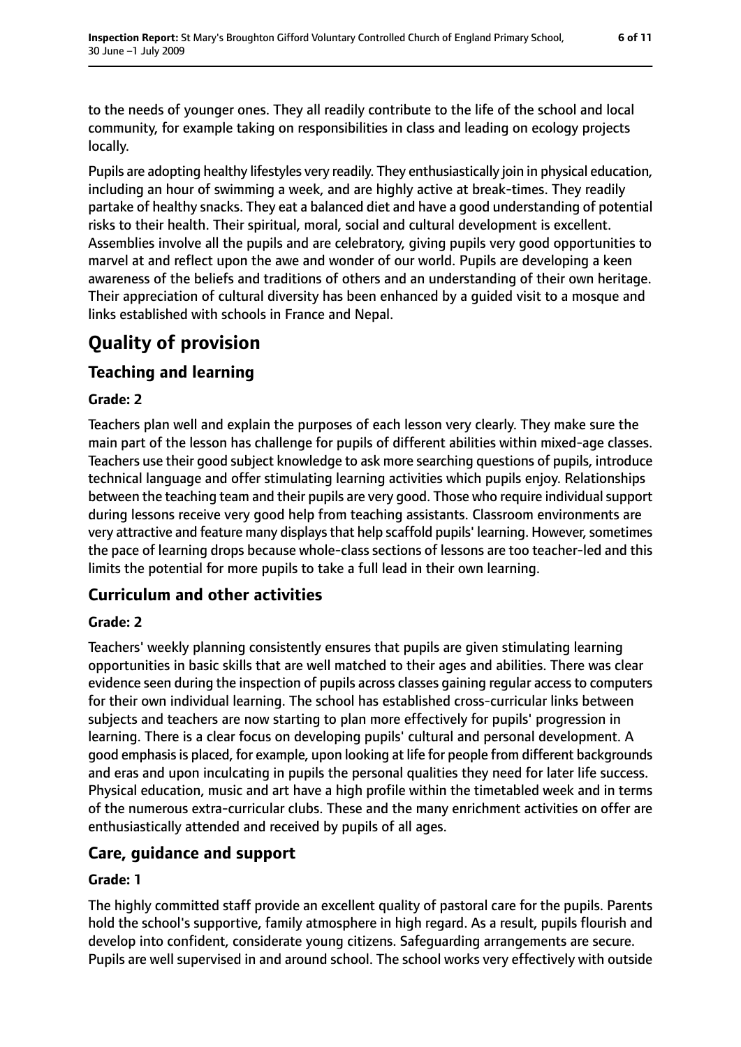to the needs of younger ones. They all readily contribute to the life of the school and local community, for example taking on responsibilities in class and leading on ecology projects locally.

Pupils are adopting healthy lifestyles very readily. They enthusiastically join in physical education, including an hour of swimming a week, and are highly active at break-times. They readily partake of healthy snacks. They eat a balanced diet and have a good understanding of potential risks to their health. Their spiritual, moral, social and cultural development is excellent. Assemblies involve all the pupils and are celebratory, giving pupils very good opportunities to marvel at and reflect upon the awe and wonder of our world. Pupils are developing a keen awareness of the beliefs and traditions of others and an understanding of their own heritage. Their appreciation of cultural diversity has been enhanced by a guided visit to a mosque and links established with schools in France and Nepal.

# Quality of provision

## Teaching and learning

**Grade: 2**

Teachers plan well and explain the purposes of each lesson very clearly. They make sure the main part of the lesson has challenge for pupils of different abilities within mixed-age classes. Teachers use their good subject knowledge to ask more searching questions of pupils, introduce technical language and offer stimulating learning activities which pupils enjoy. Relationships between the teaching team and their pupils are very good. Those who require individual support during lessons receive very good help from teaching assistants. Classroom environments are very attractive and feature many displays that help scaffold pupils' learning. However, sometimes the pace of learning drops because whole-class sections of lessons are too teacher-led and this limits the potential for more pupils to take a full lead in their own learning.

## Curriculum and other activities

**Grade: 2**

Teachers' weekly planning consistently ensures that pupils are given stimulating learning opportunities in basic skills that are well matched to their ages and abilities. There was clear evidence seen during the inspection of pupils across classes gaining regular access to computers for their own individual learning. The school has established cross-curricular links between subjects and teachers are now starting to plan more effectively for pupils' progression in learning. There is a clear focus on developing pupils' cultural and personal development. A good emphasis is placed, for example, upon looking at life for people from different backgrounds and eras and upon inculcating in pupils the personal qualities they need for later life success. Physical education, music and art have a high profile within the timetabled week and in terms of the numerous extra-curricular clubs. These and the many enrichment activities on offer are enthusiastically attended and received by pupils of all ages.

## Care, guidance and support

**Grade: 1**

The highly committed staff provide an excellent quality of pastoral care for the pupils. Parents hold the school's supportive, family atmosphere in high regard. As a result, pupils flourish and develop into confident, considerate young citizens. Safeguarding arrangements are secure. Pupils are well supervised in and around school. The school works very effectively with outside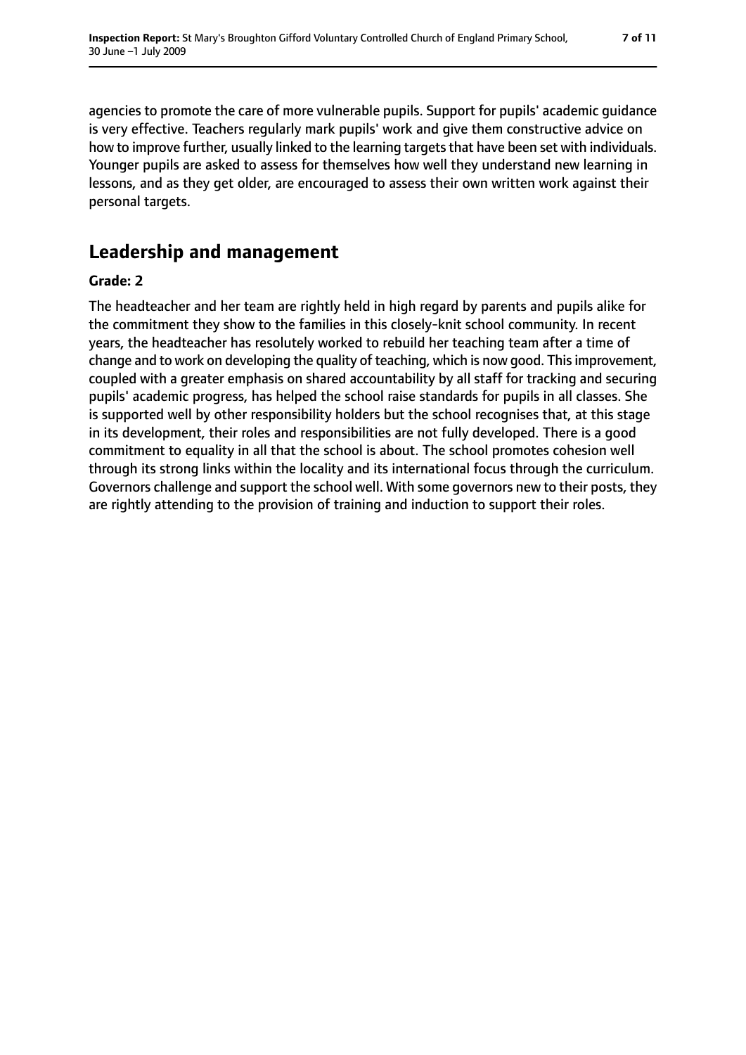agencies to promote the care of more vulnerable pupils. Support for pupils' academic guidance is very effective. Teachers regularly mark pupils' work and give them constructive advice on how to improve further, usually linked to the learning targets that have been set with individuals. Younger pupils are asked to assess for themselves how well they understand new learning in lessons, and as they get older, are encouraged to assess their own written work against their personal targets.

## Leadership and management

**Grade: 2**

The headteacher and her team are rightly held in high regard by parents and pupils alike for the commitment they show to the families in this closely-knit school community. In recent years, the headteacher has resolutely worked to rebuild her teaching team after a time of change and to work on developing the quality of teaching, which is now good. This improvement, coupled with a greater emphasis on shared accountability by all staff for tracking and securing pupils' academic progress, has helped the school raise standards for pupils in all classes. She is supported well by other responsibility holders but the school recognises that, at this stage in its development, their roles and responsibilities are not fully developed. There is a good commitment to equality in all that the school is about. The school promotes cohesion well through its strong links within the locality and its international focus through the curriculum. Governors challenge and support the school well. With some governors new to their posts, they are rightly attending to the provision of training and induction to support their roles.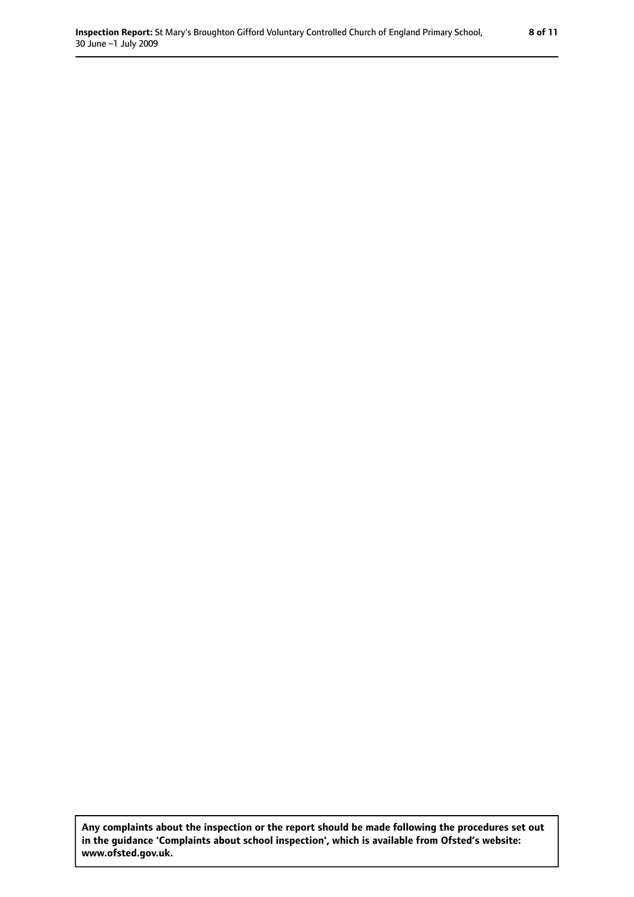**Any complaints about the inspection or the report should be made following the procedures set out in the guidance 'Complaints about school inspection', which is available from Ofsted's website: www.ofsted.gov.uk.**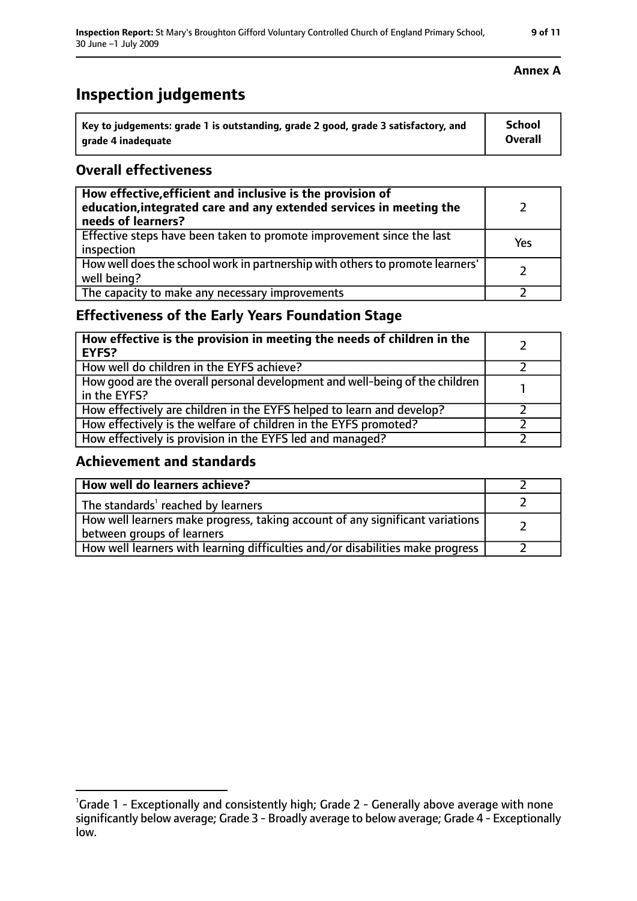**Annex A**

# Inspection judgements

| Key to judgements: grade 1 is outstanding, grade 2 good, grade 3 satisfactory, and grade 4 inadequate | School Overall |
|---|---|

## Overall effectiveness

| | |
|---|---|
| **How effective, efficient and inclusive is the provision of education, integrated care and any extended services in meeting the needs of learners?** | 2 |
| Effective steps have been taken to promote improvement since the last inspection | Yes |
| How well does the school work in partnership with others to promote learners' well being? | 2 |
| The capacity to make any necessary improvements | 2 |

## Effectiveness of the Early Years Foundation Stage

| | |
|---|---|
| **How effective is the provision in meeting the needs of children in the EYFS?** | 2 |
| How well do children in the EYFS achieve? | 2 |
| How good are the overall personal development and well-being of the children in the EYFS? | 1 |
| How effectively are children in the EYFS helped to learn and develop? | 2 |
| How effectively is the welfare of children in the EYFS promoted? | 2 |
| How effectively is provision in the EYFS led and managed? | 2 |

## Achievement and standards

| | |
|---|---|
| **How well do learners achieve?** | 2 |
| The standards[1] reached by learners | 2 |
| How well learners make progress, taking account of any significant variations between groups of learners | 2 |
| How well learners with learning difficulties and/or disabilities make progress | 2 |

[1]Grade 1 - Exceptionally and consistently high; Grade 2 - Generally above average with none significantly below average; Grade 3 - Broadly average to below average; Grade 4 - Exceptionally low.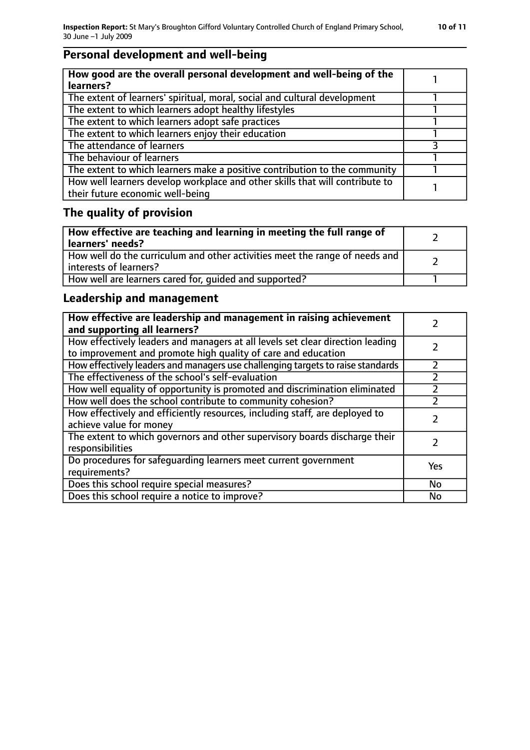## Personal development and well-being

| How good are the overall personal development and well-being of the learners? | 1 |
|---|---|
| The extent of learners' spiritual, moral, social and cultural development | 1 |
| The extent to which learners adopt healthy lifestyles | 1 |
| The extent to which learners adopt safe practices | 1 |
| The extent to which learners enjoy their education | 1 |
| The attendance of learners | 3 |
| The behaviour of learners | 1 |
| The extent to which learners make a positive contribution to the community | 1 |
| How well learners develop workplace and other skills that will contribute to their future economic well-being | 1 |

## The quality of provision

| How effective are teaching and learning in meeting the full range of learners' needs? | 2 |
|---|---|
| How well do the curriculum and other activities meet the range of needs and interests of learners? | 2 |
| How well are learners cared for, guided and supported? | 1 |

## Leadership and management

| How effective are leadership and management in raising achievement and supporting all learners? | 2 |
|---|---|
| How effectively leaders and managers at all levels set clear direction leading to improvement and promote high quality of care and education | 2 |
| How effectively leaders and managers use challenging targets to raise standards | 2 |
| The effectiveness of the school's self-evaluation | 2 |
| How well equality of opportunity is promoted and discrimination eliminated | 2 |
| How well does the school contribute to community cohesion? | 2 |
| How effectively and efficiently resources, including staff, are deployed to achieve value for money | 2 |
| The extent to which governors and other supervisory boards discharge their responsibilities | 2 |
| Do procedures for safeguarding learners meet current government requirements? | Yes |
| Does this school require special measures? | No |
| Does this school require a notice to improve? | No |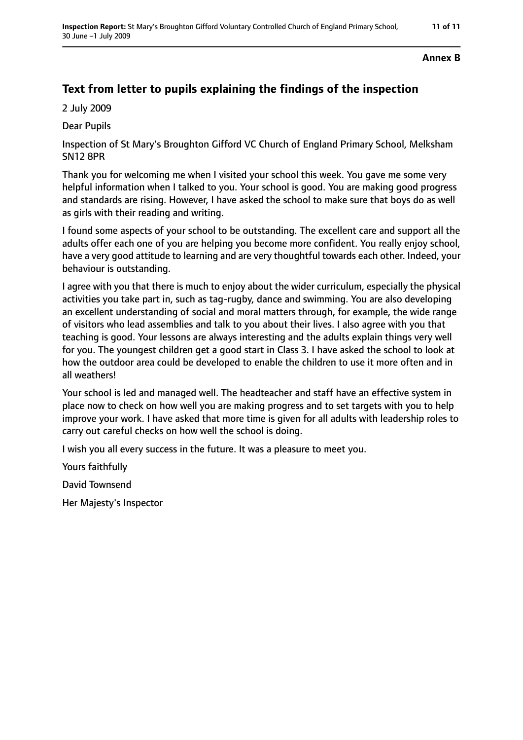**Annex B**

## Text from letter to pupils explaining the findings of the inspection

2 July 2009

Dear Pupils

Inspection of St Mary's Broughton Gifford VC Church of England Primary School, Melksham SN12 8PR

Thank you for welcoming me when I visited your school this week. You gave me some very helpful information when I talked to you. Your school is good. You are making good progress and standards are rising. However, I have asked the school to make sure that boys do as well as girls with their reading and writing.

I found some aspects of your school to be outstanding. The excellent care and support all the adults offer each one of you are helping you become more confident. You really enjoy school, have a very good attitude to learning and are very thoughtful towards each other. Indeed, your behaviour is outstanding.

I agree with you that there is much to enjoy about the wider curriculum, especially the physical activities you take part in, such as tag-rugby, dance and swimming. You are also developing an excellent understanding of social and moral matters through, for example, the wide range of visitors who lead assemblies and talk to you about their lives. I also agree with you that teaching is good. Your lessons are always interesting and the adults explain things very well for you. The youngest children get a good start in Class 3. I have asked the school to look at how the outdoor area could be developed to enable the children to use it more often and in all weathers!

Your school is led and managed well. The headteacher and staff have an effective system in place now to check on how well you are making progress and to set targets with you to help improve your work. I have asked that more time is given for all adults with leadership roles to carry out careful checks on how well the school is doing.

I wish you all every success in the future. It was a pleasure to meet you.

Yours faithfully

David Townsend

Her Majesty's Inspector